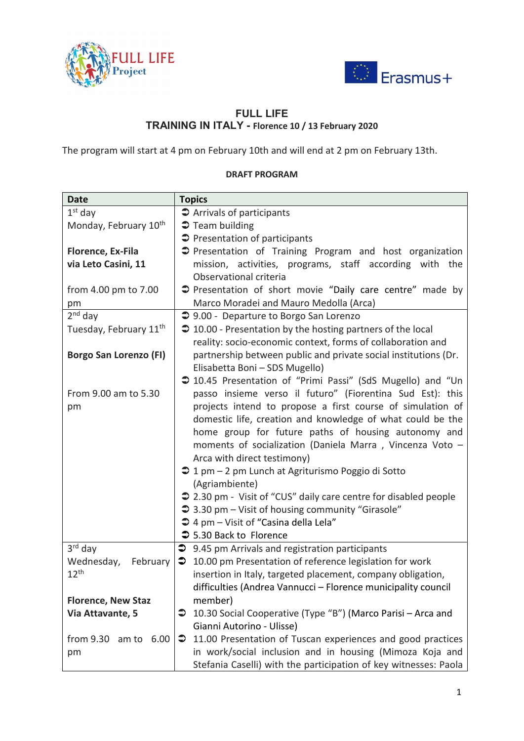# FULL LIFE

## TRAINING IN ITALY - Florence 10 / 13 February 2020

The program will start at 4 pm on February 10th and will end at 2 pm on February 13th.

**DRAFT PROGRAM**

| Date | Topics |
|---|---|
| 1st day<br>Monday, February 10th<br><br>**Florence, Ex-Fila**<br>**via Leto Casini, 11**<br><br>from 4.00 pm to 7.00 pm | ➲ Arrivals of participants<br>➲ Team building<br>➲ Presentation of participants<br>➲ Presentation of Training Program and host organization mission, activities, programs, staff according with the Observational criteria<br>➲ Presentation of short movie "Daily care centre" made by Marco Moradei and Mauro Medolla (Arca) |
| 2nd day<br>Tuesday, February 11th<br><br>**Borgo San Lorenzo (FI)**<br><br>From 9.00 am to 5.30 pm | ➲ 9.00 - Departure to Borgo San Lorenzo<br>➲ 10.00 - Presentation by the hosting partners of the local reality: socio-economic context, forms of collaboration and partnership between public and private social institutions (Dr. Elisabetta Boni – SDS Mugello)<br>➲ 10.45 Presentation of "Primi Passi" (SdS Mugello) and "Un passo insieme verso il futuro" (Fiorentina Sud Est): this projects intend to propose a first course of simulation of domestic life, creation and knowledge of what could be the home group for future paths of housing autonomy and moments of socialization (Daniela Marra , Vincenza Voto – Arca with direct testimony)<br>➲ 1 pm – 2 pm Lunch at Agriturismo Poggio di Sotto (Agriambiente)<br>➲ 2.30 pm - Visit of "CUS" daily care centre for disabled people<br>➲ 3.30 pm – Visit of housing community "Girasole"<br>➲ 4 pm – Visit of "Casina della Lela"<br>➲ 5.30 Back to Florence |
| 3rd day<br>Wednesday, February 12th<br><br>**Florence, New Staz**<br>**Via Attavante, 5**<br><br>from 9.30 am to 6.00 pm | ➲ 9.45 pm Arrivals and registration participants<br>➲ 10.00 pm Presentation of reference legislation for work insertion in Italy, targeted placement, company obligation, difficulties (Andrea Vannucci – Florence municipality council member)<br>➲ 10.30 Social Cooperative (Type "B") (Marco Parisi – Arca and Gianni Autorino - Ulisse)<br>➲ 11.00 Presentation of Tuscan experiences and good practices in work/social inclusion and in housing (Mimoza Koja and Stefania Caselli) with the participation of key witnesses: Paola |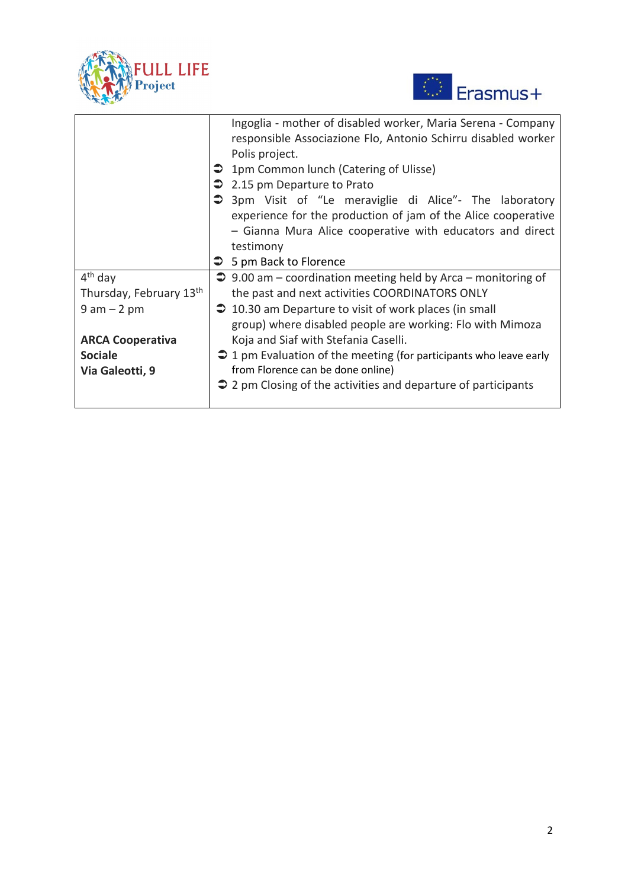| | |
|---|---|
| | Ingoglia - mother of disabled worker, Maria Serena - Company responsible Associazione Flo, Antonio Schirru disabled worker Polis project.<br>➲ 1pm Common lunch (Catering of Ulisse)<br>➲ 2.15 pm Departure to Prato<br>➲ 3pm Visit of "Le meraviglie di Alice"- The laboratory experience for the production of jam of the Alice cooperative – Gianna Mura Alice cooperative with educators and direct testimony<br>➲ 5 pm Back to Florence |
| 4th day<br>Thursday, February 13th<br>9 am – 2 pm<br><br>**ARCA Cooperativa Sociale**<br>**Via Galeotti, 9** | ➲ 9.00 am – coordination meeting held by Arca – monitoring of the past and next activities COORDINATORS ONLY<br>➲ 10.30 am Departure to visit of work places (in small group) where disabled people are working: Flo with Mimoza Koja and Siaf with Stefania Caselli.<br>➲ 1 pm Evaluation of the meeting (for participants who leave early from Florence can be done online)<br>➲ 2 pm Closing of the activities and departure of participants |